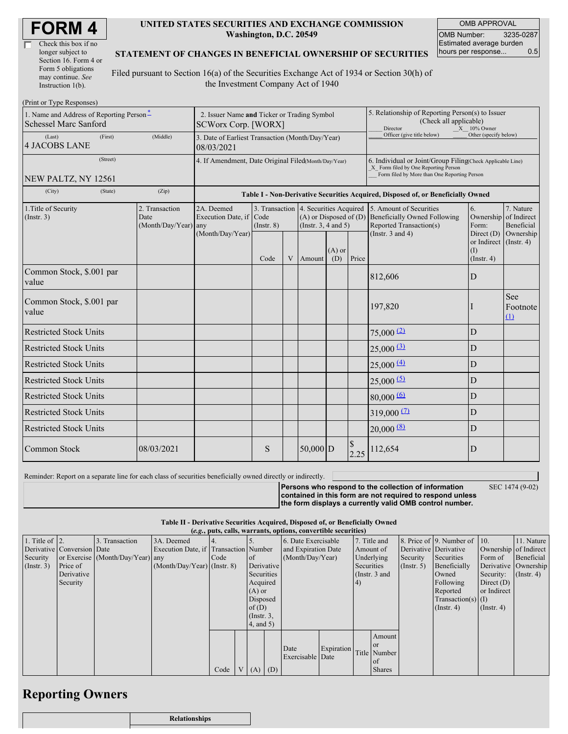# FORM 4

☐ Check this box if no longer subject to Section 16. Form 4 or Form 5 obligations may continue. *See* Instruction 1(b).

**UNITED STATES SECURITIES AND EXCHANGE COMMISSION**
**Washington, D.C. 20549**

**STATEMENT OF CHANGES IN BENEFICIAL OWNERSHIP OF SECURITIES**

Filed pursuant to Section 16(a) of the Securities Exchange Act of 1934 or Section 30(h) of the Investment Company Act of 1940

| OMB APPROVAL | |
|---|---|
| OMB Number: | 3235-0287 |
| Estimated average burden hours per response... | 0.5 |

(Print or Type Responses)

| 1. Name and Address of Reporting Person * | 2. Issuer Name **and** Ticker or Trading Symbol | 5. Relationship of Reporting Person(s) to Issuer (Check all applicable) |
|---|---|---|
| Schessel Marc Sanford | SCWorx Corp. [WORX] | ___ Director _X_ 10% Owner ___ Officer (give title below) ___ Other (specify below) |
| (Last) (First) (Middle) 4 JACOBS LANE | 3. Date of Earliest Transaction (Month/Day/Year) 08/03/2021 | |
| (Street) NEW PALTZ, NY 12561 | 4. If Amendment, Date Original Filed (Month/Day/Year) | 6. Individual or Joint/Group Filing (Check Applicable Line) _X_ Form filed by One Reporting Person ___ Form filed by More than One Reporting Person |
| (City) (State) (Zip) | | |

**Table I - Non-Derivative Securities Acquired, Disposed of, or Beneficially Owned**

| 1.Title of Security (Instr. 3) | 2. Transaction Date (Month/Day/Year) | 2A. Deemed Execution Date, if any (Month/Day/Year) | 3. Transaction Code (Instr. 8) | | 4. Securities Acquired (A) or Disposed of (D) (Instr. 3, 4 and 5) | | | 5. Amount of Securities Beneficially Owned Following Reported Transaction(s) (Instr. 3 and 4) | 6. Ownership Form: Direct (D) or Indirect (I) (Instr. 4) | 7. Nature of Indirect Beneficial Ownership (Instr. 4) |
|---|---|---|---|---|---|---|---|---|---|---|
| | | | Code | V | Amount | (A) or (D) | Price | | | |
| Common Stock, $.001 par value | | | | | | | | 812,606 | D | |
| Common Stock, $.001 par value | | | | | | | | 197,820 | I | See Footnote (1) |
| Restricted Stock Units | | | | | | | | 75,000 (2) | D | |
| Restricted Stock Units | | | | | | | | 25,000 (3) | D | |
| Restricted Stock Units | | | | | | | | 25,000 (4) | D | |
| Restricted Stock Units | | | | | | | | 25,000 (5) | D | |
| Restricted Stock Units | | | | | | | | 80,000 (6) | D | |
| Restricted Stock Units | | | | | | | | 319,000 (7) | D | |
| Restricted Stock Units | | | | | | | | 20,000 (8) | D | |
| Common Stock | 08/03/2021 | | S | | 50,000 | D | $ 2.25 | 112,654 | D | |

Reminder: Report on a separate line for each class of securities beneficially owned directly or indirectly.

**Persons who respond to the collection of information contained in this form are not required to respond unless the form displays a currently valid OMB control number.** SEC 1474 (9-02)

**Table II - Derivative Securities Acquired, Disposed of, or Beneficially Owned**
**(*e.g.*, puts, calls, warrants, options, convertible securities)**

| 1. Title of Derivative Security (Instr. 3) | 2. Conversion or Exercise Price of Derivative Security | 3. Transaction Date (Month/Day/Year) | 3A. Deemed Execution Date, if any (Month/Day/Year) | 4. Transaction Code (Instr. 8) | | 5. Number of Derivative Securities Acquired (A) or Disposed of (D) (Instr. 3, 4, and 5) | | 6. Date Exercisable and Expiration Date (Month/Day/Year) | | 7. Title and Amount of Underlying Securities (Instr. 3 and 4) | | 8. Price of Derivative Security (Instr. 5) | 9. Number of Derivative Securities Beneficially Owned Following Reported Transaction(s) (Instr. 4) | 10. Ownership Form of Derivative Security: Direct (D) or Indirect (I) (Instr. 4) | 11. Nature of Indirect Beneficial Ownership (Instr. 4) |
|---|---|---|---|---|---|---|---|---|---|---|---|---|---|---|---|
| | | | | Code | V | (A) | (D) | Date Exercisable | Expiration Date | Title | Amount or Number of Shares | | | | |

## Reporting Owners

| | Relationships |
|---|---|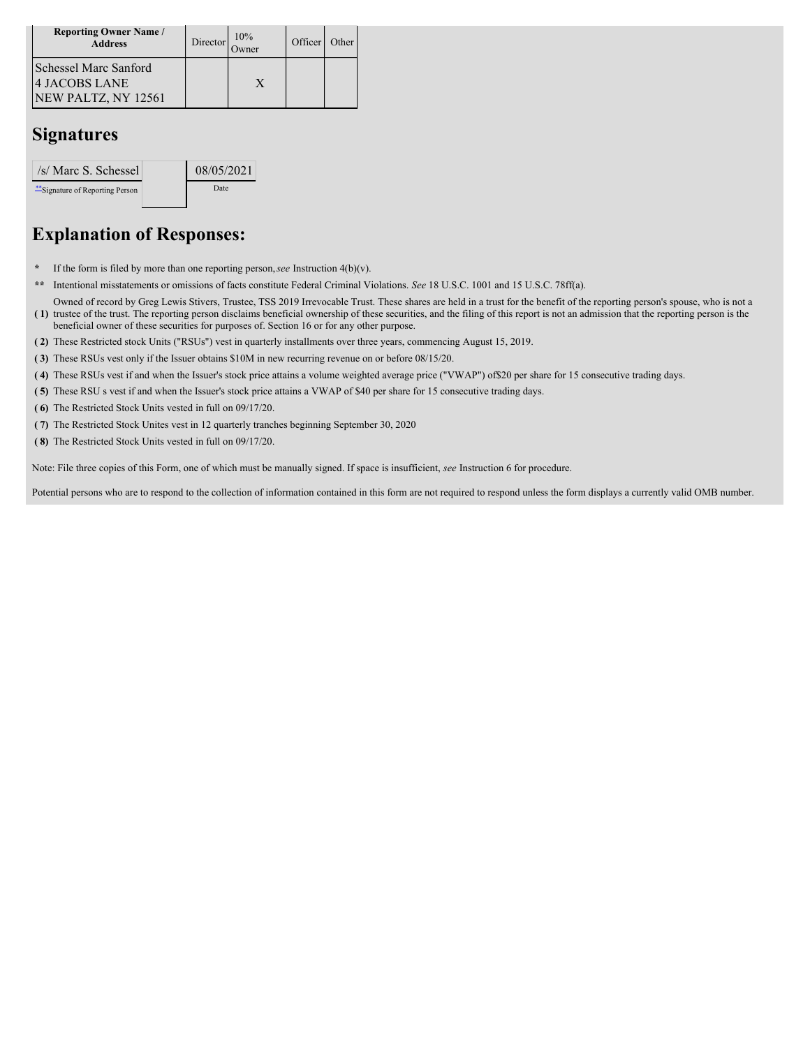| Reporting Owner Name / Address | Director | 10% Owner | Officer | Other |
| --- | --- | --- | --- | --- |
| Schessel Marc Sanford<br>4 JACOBS LANE<br>NEW PALTZ, NY 12561 | | X | | |

## Signatures

| /s/ Marc S. Schessel | | 08/05/2021 |
| --- | --- | --- |
| **Signature of Reporting Person | | Date |

## Explanation of Responses:

- \* If the form is filed by more than one reporting person, *see* Instruction 4(b)(v).
- ** Intentional misstatements or omissions of facts constitute Federal Criminal Violations. *See* 18 U.S.C. 1001 and 15 U.S.C. 78ff(a).
- ( 1) Owned of record by Greg Lewis Stivers, Trustee, TSS 2019 Irrevocable Trust. These shares are held in a trust for the benefit of the reporting person's spouse, who is not a trustee of the trust. The reporting person disclaims beneficial ownership of these securities, and the filing of this report is not an admission that the reporting person is the beneficial owner of these securities for purposes of. Section 16 or for any other purpose.
- ( 2) These Restricted stock Units ("RSUs") vest in quarterly installments over three years, commencing August 15, 2019.
- ( 3) These RSUs vest only if the Issuer obtains $10M in new recurring revenue on or before 08/15/20.
- ( 4) These RSUs vest if and when the Issuer's stock price attains a volume weighted average price ("VWAP") of$20 per share for 15 consecutive trading days.
- ( 5) These RSU s vest if and when the Issuer's stock price attains a VWAP of $40 per share for 15 consecutive trading days.
- ( 6) The Restricted Stock Units vested in full on 09/17/20.
- ( 7) The Restricted Stock Unites vest in 12 quarterly tranches beginning September 30, 2020
- ( 8) The Restricted Stock Units vested in full on 09/17/20.

Note: File three copies of this Form, one of which must be manually signed. If space is insufficient, *see* Instruction 6 for procedure.

Potential persons who are to respond to the collection of information contained in this form are not required to respond unless the form displays a currently valid OMB number.